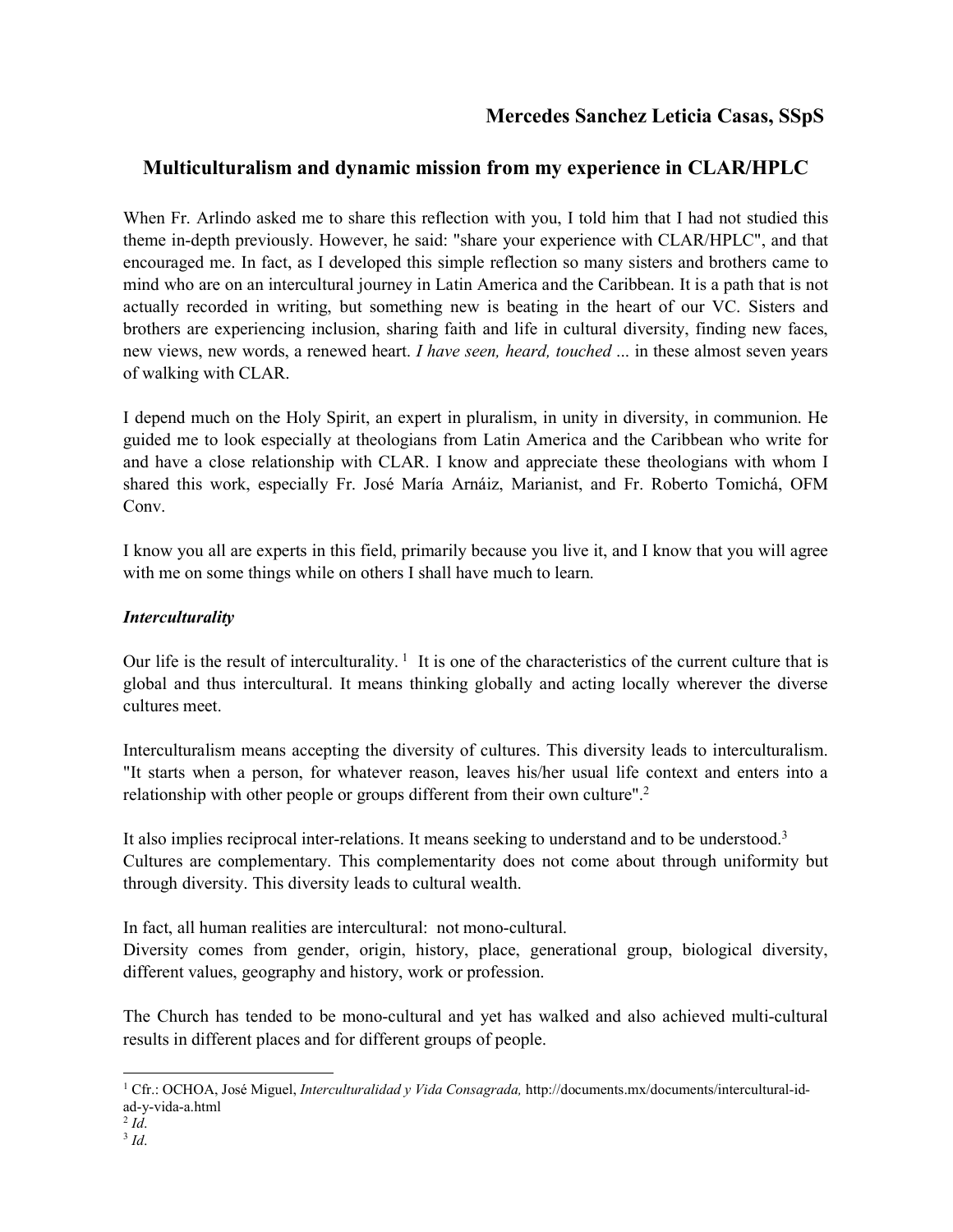**Mercedes Sanchez Leticia Casas, SSpS**

# Multiculturalism and dynamic mission from my experience in CLAR/HPLC

When Fr. Arlindo asked me to share this reflection with you, I told him that I had not studied this theme in-depth previously. However, he said: "share your experience with CLAR/HPLC", and that encouraged me. In fact, as I developed this simple reflection so many sisters and brothers came to mind who are on an intercultural journey in Latin America and the Caribbean. It is a path that is not actually recorded in writing, but something new is beating in the heart of our VC. Sisters and brothers are experiencing inclusion, sharing faith and life in cultural diversity, finding new faces, new views, new words, a renewed heart. *I have seen, heard, touched ...* in these almost seven years of walking with CLAR.

I depend much on the Holy Spirit, an expert in pluralism, in unity in diversity, in communion. He guided me to look especially at theologians from Latin America and the Caribbean who write for and have a close relationship with CLAR. I know and appreciate these theologians with whom I shared this work, especially Fr. José María Arnáiz, Marianist, and Fr. Roberto Tomichá, OFM Conv.

I know you all are experts in this field, primarily because you live it, and I know that you will agree with me on some things while on others I shall have much to learn.

### *Interculturality*

Our life is the result of interculturality. [1] It is one of the characteristics of the current culture that is global and thus intercultural. It means thinking globally and acting locally wherever the diverse cultures meet.

Interculturalism means accepting the diversity of cultures. This diversity leads to interculturalism. "It starts when a person, for whatever reason, leaves his/her usual life context and enters into a relationship with other people or groups different from their own culture".[2]

It also implies reciprocal inter-relations. It means seeking to understand and to be understood.[3]
Cultures are complementary. This complementarity does not come about through uniformity but through diversity. This diversity leads to cultural wealth.

In fact, all human realities are intercultural: not mono-cultural.
Diversity comes from gender, origin, history, place, generational group, biological diversity, different values, geography and history, work or profession.

The Church has tended to be mono-cultural and yet has walked and also achieved multi-cultural results in different places and for different groups of people.

---

[1] Cfr.: OCHOA, José Miguel, *Interculturalidad y Vida Consagrada,* http://documents.mx/documents/intercultural-id-ad-y-vida-a.html

[2] *Id.*

[3] *Id.*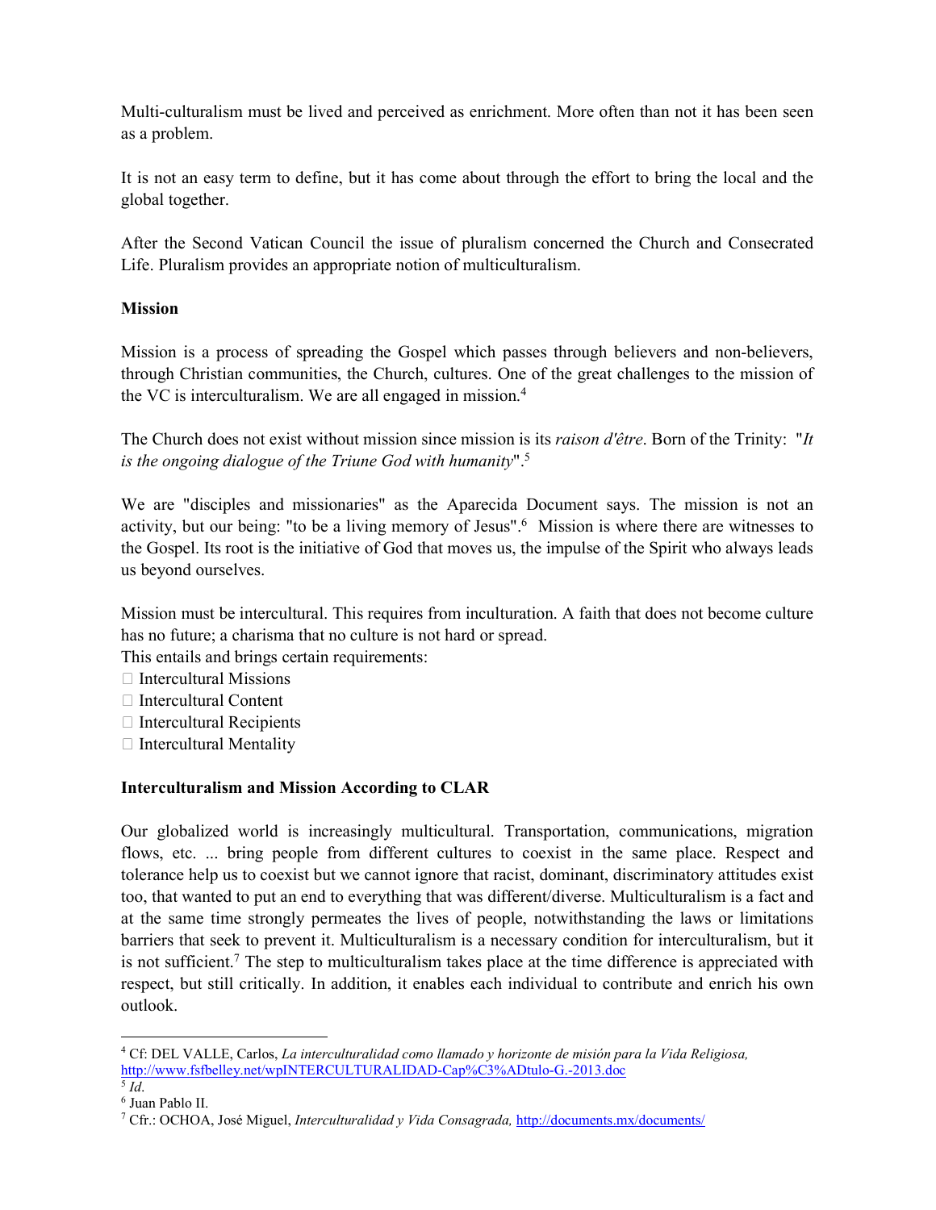Multi-culturalism must be lived and perceived as enrichment. More often than not it has been seen as a problem.

It is not an easy term to define, but it has come about through the effort to bring the local and the global together.

After the Second Vatican Council the issue of pluralism concerned the Church and Consecrated Life. Pluralism provides an appropriate notion of multiculturalism.

**Mission**

Mission is a process of spreading the Gospel which passes through believers and non-believers, through Christian communities, the Church, cultures. One of the great challenges to the mission of the VC is interculturalism. We are all engaged in mission.[4]

The Church does not exist without mission since mission is its *raison d'être*. Born of the Trinity: "*It is the ongoing dialogue of the Triune God with humanity*".[5]

We are "disciples and missionaries" as the Aparecida Document says. The mission is not an activity, but our being: "to be a living memory of Jesus".[6] Mission is where there are witnesses to the Gospel. Its root is the initiative of God that moves us, the impulse of the Spirit who always leads us beyond ourselves.

Mission must be intercultural. This requires from inculturation. A faith that does not become culture has no future; a charisma that no culture is not hard or spread.
This entails and brings certain requirements:

- Intercultural Missions
- Intercultural Content
- Intercultural Recipients
- Intercultural Mentality

**Interculturalism and Mission According to CLAR**

Our globalized world is increasingly multicultural. Transportation, communications, migration flows, etc. ... bring people from different cultures to coexist in the same place. Respect and tolerance help us to coexist but we cannot ignore that racist, dominant, discriminatory attitudes exist too, that wanted to put an end to everything that was different/diverse. Multiculturalism is a fact and at the same time strongly permeates the lives of people, notwithstanding the laws or limitations barriers that seek to prevent it. Multiculturalism is a necessary condition for interculturalism, but it is not sufficient.[7] The step to multiculturalism takes place at the time difference is appreciated with respect, but still critically. In addition, it enables each individual to contribute and enrich his own outlook.

---

[4] Cf: DEL VALLE, Carlos, *La interculturalidad como llamado y horizonte de misión para la Vida Religiosa,* http://www.fsfbelley.net/wpINTERCULTURALIDAD-Cap%C3%ADtulo-G.-2013.doc

[5] *Id*.

[6] Juan Pablo II.

[7] Cfr.: OCHOA, José Miguel, *Interculturalidad y Vida Consagrada,* http://documents.mx/documents/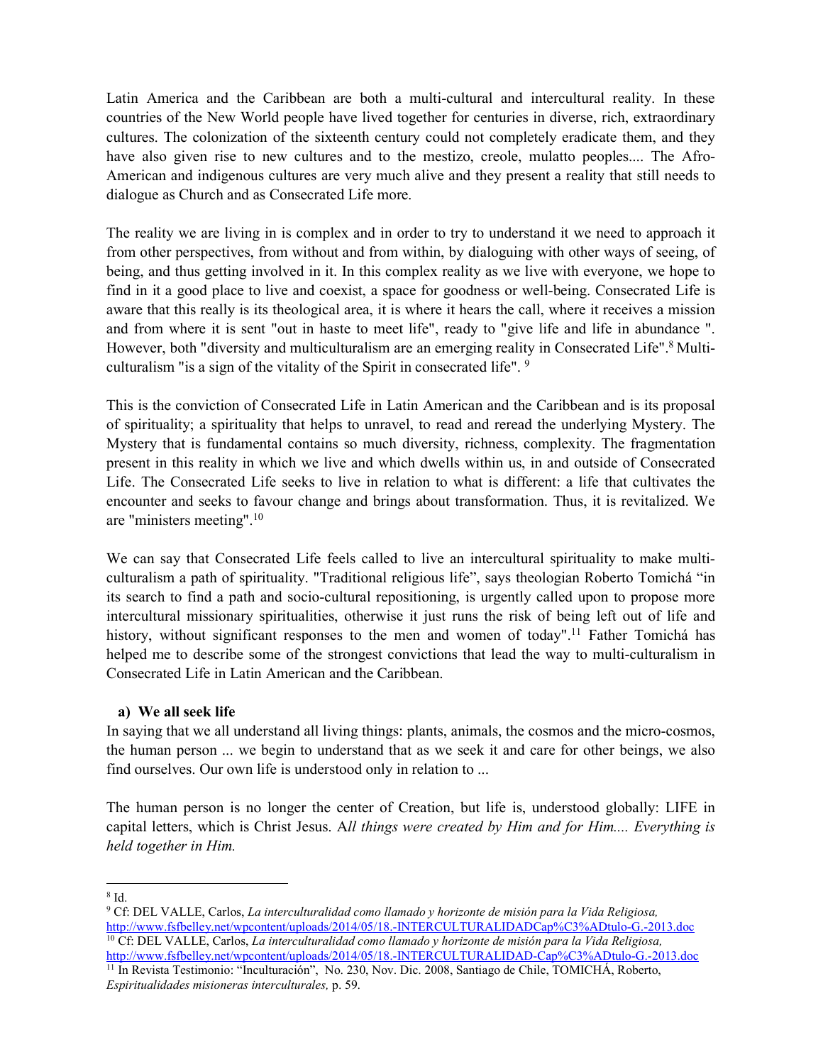Latin America and the Caribbean are both a multi-cultural and intercultural reality. In these countries of the New World people have lived together for centuries in diverse, rich, extraordinary cultures. The colonization of the sixteenth century could not completely eradicate them, and they have also given rise to new cultures and to the mestizo, creole, mulatto peoples.... The Afro-American and indigenous cultures are very much alive and they present a reality that still needs to dialogue as Church and as Consecrated Life more.

The reality we are living in is complex and in order to try to understand it we need to approach it from other perspectives, from without and from within, by dialoguing with other ways of seeing, of being, and thus getting involved in it. In this complex reality as we live with everyone, we hope to find in it a good place to live and coexist, a space for goodness or well-being. Consecrated Life is aware that this really is its theological area, it is where it hears the call, where it receives a mission and from where it is sent "out in haste to meet life", ready to "give life and life in abundance ". However, both "diversity and multiculturalism are an emerging reality in Consecrated Life".[8] Multi-culturalism "is a sign of the vitality of the Spirit in consecrated life". [9]

This is the conviction of Consecrated Life in Latin American and the Caribbean and is its proposal of spirituality; a spirituality that helps to unravel, to read and reread the underlying Mystery. The Mystery that is fundamental contains so much diversity, richness, complexity. The fragmentation present in this reality in which we live and which dwells within us, in and outside of Consecrated Life. The Consecrated Life seeks to live in relation to what is different: a life that cultivates the encounter and seeks to favour change and brings about transformation. Thus, it is revitalized. We are "ministers meeting".[10]

We can say that Consecrated Life feels called to live an intercultural spirituality to make multi-culturalism a path of spirituality. "Traditional religious life", says theologian Roberto Tomichá "in its search to find a path and socio-cultural repositioning, is urgently called upon to propose more intercultural missionary spiritualities, otherwise it just runs the risk of being left out of life and history, without significant responses to the men and women of today".[11] Father Tomichá has helped me to describe some of the strongest convictions that lead the way to multi-culturalism in Consecrated Life in Latin American and the Caribbean.

**a) We all seek life**

In saying that we all understand all living things: plants, animals, the cosmos and the micro-cosmos, the human person ... we begin to understand that as we seek it and care for other beings, we also find ourselves. Our own life is understood only in relation to ...

The human person is no longer the center of Creation, but life is, understood globally: LIFE in capital letters, which is Christ Jesus. A*ll things were created by Him and for Him.... Everything is held together in Him.*

---

[8] Id.

[9] Cf: DEL VALLE, Carlos, *La interculturalidad como llamado y horizonte de misión para la Vida Religiosa,* http://www.fsfbelley.net/wpcontent/uploads/2014/05/18.-INTERCULTURALIDADCap%C3%ADtulo-G.-2013.doc

[10] Cf: DEL VALLE, Carlos, *La interculturalidad como llamado y horizonte de misión para la Vida Religiosa,* http://www.fsfbelley.net/wpcontent/uploads/2014/05/18.-INTERCULTURALIDAD-Cap%C3%ADtulo-G.-2013.doc

[11] In Revista Testimonio: "Inculturación", No. 230, Nov. Dic. 2008, Santiago de Chile, TOMICHÁ, Roberto, *Espiritualidades misioneras interculturales,* p. 59.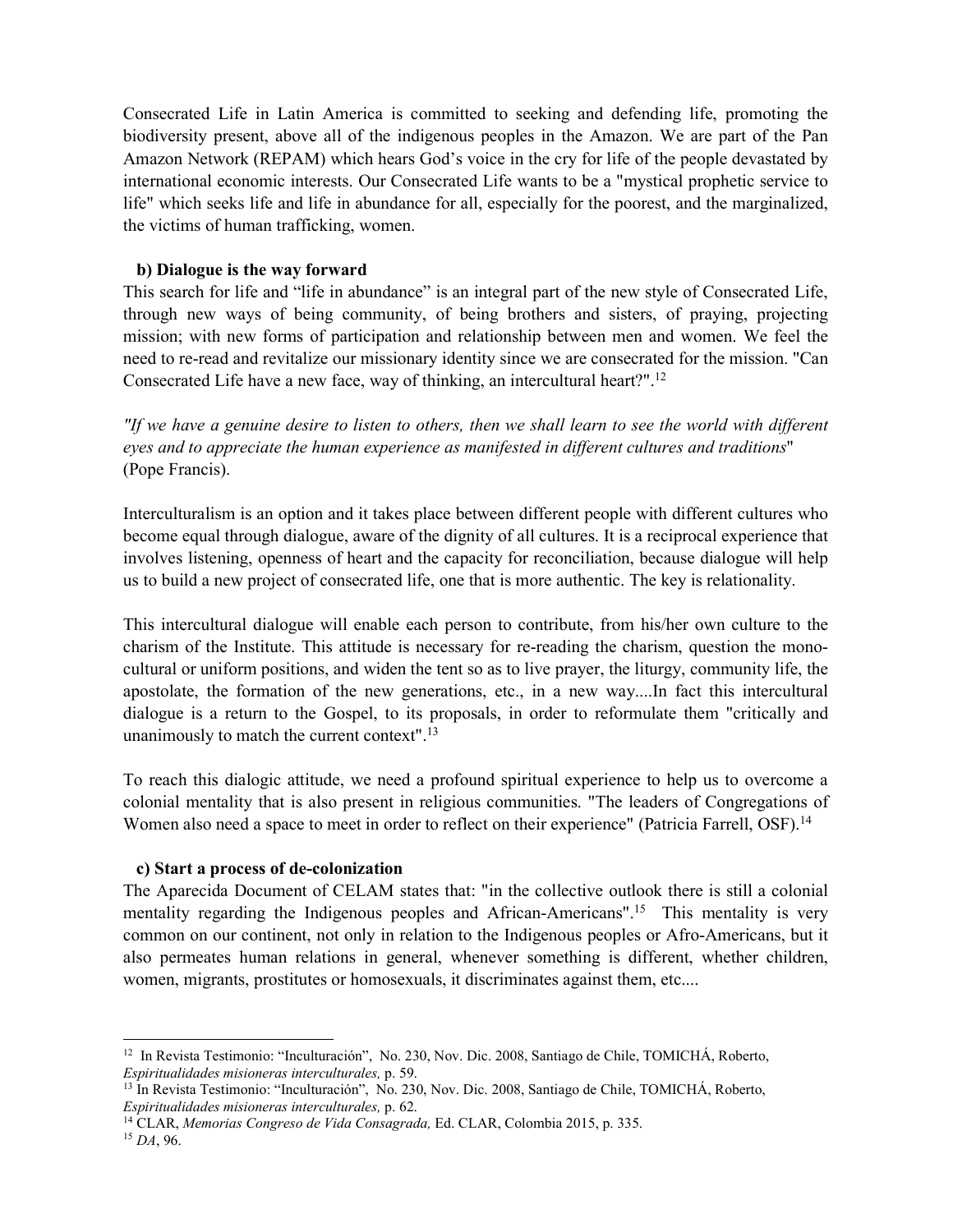Consecrated Life in Latin America is committed to seeking and defending life, promoting the biodiversity present, above all of the indigenous peoples in the Amazon. We are part of the Pan Amazon Network (REPAM) which hears God's voice in the cry for life of the people devastated by international economic interests. Our Consecrated Life wants to be a "mystical prophetic service to life" which seeks life and life in abundance for all, especially for the poorest, and the marginalized, the victims of human trafficking, women.

**b) Dialogue is the way forward**

This search for life and "life in abundance" is an integral part of the new style of Consecrated Life, through new ways of being community, of being brothers and sisters, of praying, projecting mission; with new forms of participation and relationship between men and women. We feel the need to re-read and revitalize our missionary identity since we are consecrated for the mission. "Can Consecrated Life have a new face, way of thinking, an intercultural heart?".[12]

*"If we have a genuine desire to listen to others, then we shall learn to see the world with different eyes and to appreciate the human experience as manifested in different cultures and traditions*" (Pope Francis).

Interculturalism is an option and it takes place between different people with different cultures who become equal through dialogue, aware of the dignity of all cultures. It is a reciprocal experience that involves listening, openness of heart and the capacity for reconciliation, because dialogue will help us to build a new project of consecrated life, one that is more authentic. The key is relationality.

This intercultural dialogue will enable each person to contribute, from his/her own culture to the charism of the Institute. This attitude is necessary for re-reading the charism, question the mono-cultural or uniform positions, and widen the tent so as to live prayer, the liturgy, community life, the apostolate, the formation of the new generations, etc., in a new way....In fact this intercultural dialogue is a return to the Gospel, to its proposals, in order to reformulate them "critically and unanimously to match the current context".[13]

To reach this dialogic attitude, we need a profound spiritual experience to help us to overcome a colonial mentality that is also present in religious communities. "The leaders of Congregations of Women also need a space to meet in order to reflect on their experience" (Patricia Farrell, OSF).[14]

**c) Start a process of de-colonization**

The Aparecida Document of CELAM states that: "in the collective outlook there is still a colonial mentality regarding the Indigenous peoples and African-Americans".[15] This mentality is very common on our continent, not only in relation to the Indigenous peoples or Afro-Americans, but it also permeates human relations in general, whenever something is different, whether children, women, migrants, prostitutes or homosexuals, it discriminates against them, etc....

---

[12] In Revista Testimonio: "Inculturación", No. 230, Nov. Dic. 2008, Santiago de Chile, TOMICHÁ, Roberto, *Espiritualidades misioneras interculturales,* p. 59.

[13] In Revista Testimonio: "Inculturación", No. 230, Nov. Dic. 2008, Santiago de Chile, TOMICHÁ, Roberto, *Espiritualidades misioneras interculturales,* p. 62.

[14] CLAR, *Memorias Congreso de Vida Consagrada,* Ed. CLAR, Colombia 2015, p. 335.

[15] *DA*, 96.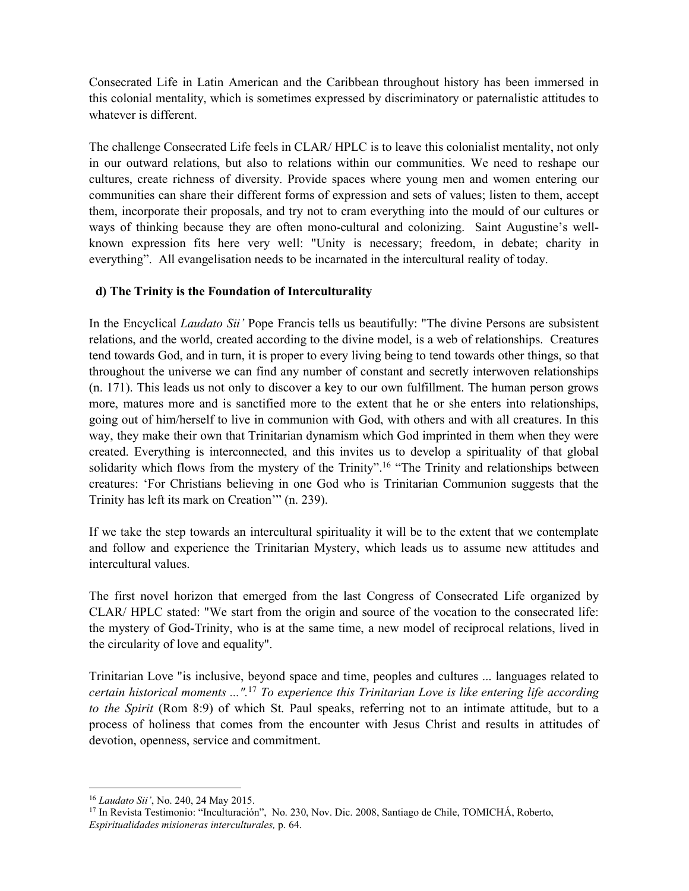Consecrated Life in Latin American and the Caribbean throughout history has been immersed in this colonial mentality, which is sometimes expressed by discriminatory or paternalistic attitudes to whatever is different.

The challenge Consecrated Life feels in CLAR/ HPLC is to leave this colonialist mentality, not only in our outward relations, but also to relations within our communities. We need to reshape our cultures, create richness of diversity. Provide spaces where young men and women entering our communities can share their different forms of expression and sets of values; listen to them, accept them, incorporate their proposals, and try not to cram everything into the mould of our cultures or ways of thinking because they are often mono-cultural and colonizing. Saint Augustine's well-known expression fits here very well: "Unity is necessary; freedom, in debate; charity in everything". All evangelisation needs to be incarnated in the intercultural reality of today.

### d) The Trinity is the Foundation of Interculturality

In the Encyclical *Laudato Sii'* Pope Francis tells us beautifully: "The divine Persons are subsistent relations, and the world, created according to the divine model, is a web of relationships. Creatures tend towards God, and in turn, it is proper to every living being to tend towards other things, so that throughout the universe we can find any number of constant and secretly interwoven relationships (n. 171). This leads us not only to discover a key to our own fulfillment. The human person grows more, matures more and is sanctified more to the extent that he or she enters into relationships, going out of him/herself to live in communion with God, with others and with all creatures. In this way, they make their own that Trinitarian dynamism which God imprinted in them when they were created. Everything is interconnected, and this invites us to develop a spirituality of that global solidarity which flows from the mystery of the Trinity".[16] "The Trinity and relationships between creatures: 'For Christians believing in one God who is Trinitarian Communion suggests that the Trinity has left its mark on Creation'" (n. 239).

If we take the step towards an intercultural spirituality it will be to the extent that we contemplate and follow and experience the Trinitarian Mystery, which leads us to assume new attitudes and intercultural values.

The first novel horizon that emerged from the last Congress of Consecrated Life organized by CLAR/ HPLC stated: "We start from the origin and source of the vocation to the consecrated life: the mystery of God-Trinity, who is at the same time, a new model of reciprocal relations, lived in the circularity of love and equality".

Trinitarian Love "is inclusive, beyond space and time, peoples and cultures ... languages related to *certain historical moments ...".*[17] *To experience this Trinitarian Love is like entering life according to the Spirit* (Rom 8:9) of which St. Paul speaks, referring not to an intimate attitude, but to a process of holiness that comes from the encounter with Jesus Christ and results in attitudes of devotion, openness, service and commitment.

---

[16] *Laudato Sii'*, No. 240, 24 May 2015.

[17] In Revista Testimonio: "Inculturación", No. 230, Nov. Dic. 2008, Santiago de Chile, TOMICHÁ, Roberto, *Espiritualidades misioneras interculturales,* p. 64.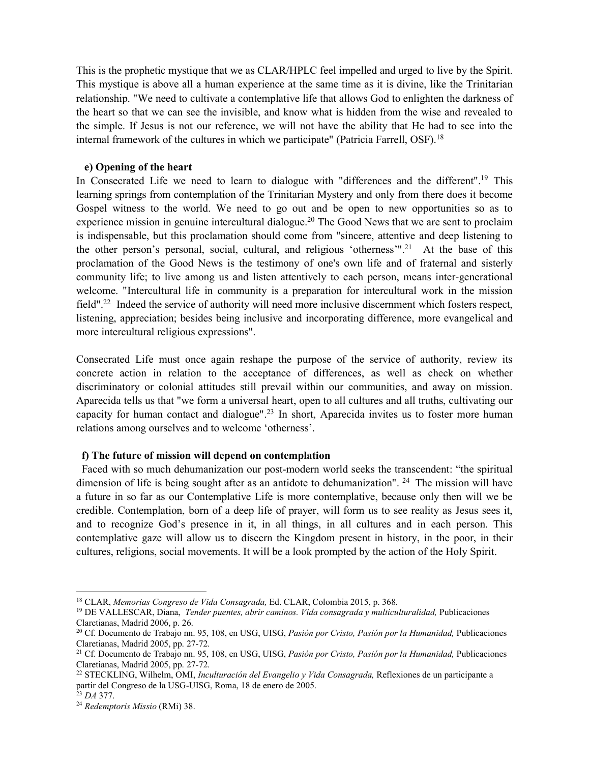This is the prophetic mystique that we as CLAR/HPLC feel impelled and urged to live by the Spirit. This mystique is above all a human experience at the same time as it is divine, like the Trinitarian relationship. "We need to cultivate a contemplative life that allows God to enlighten the darkness of the heart so that we can see the invisible, and know what is hidden from the wise and revealed to the simple. If Jesus is not our reference, we will not have the ability that He had to see into the internal framework of the cultures in which we participate" (Patricia Farrell, OSF).[18]

### e) Opening of the heart

In Consecrated Life we need to learn to dialogue with "differences and the different".[19] This learning springs from contemplation of the Trinitarian Mystery and only from there does it become Gospel witness to the world. We need to go out and be open to new opportunities so as to experience mission in genuine intercultural dialogue.[20] The Good News that we are sent to proclaim is indispensable, but this proclamation should come from "sincere, attentive and deep listening to the other person's personal, social, cultural, and religious 'otherness'".[21] At the base of this proclamation of the Good News is the testimony of one's own life and of fraternal and sisterly community life; to live among us and listen attentively to each person, means inter-generational welcome. "Intercultural life in community is a preparation for intercultural work in the mission field".[22] Indeed the service of authority will need more inclusive discernment which fosters respect, listening, appreciation; besides being inclusive and incorporating difference, more evangelical and more intercultural religious expressions".

Consecrated Life must once again reshape the purpose of the service of authority, review its concrete action in relation to the acceptance of differences, as well as check on whether discriminatory or colonial attitudes still prevail within our communities, and away on mission. Aparecida tells us that "we form a universal heart, open to all cultures and all truths, cultivating our capacity for human contact and dialogue".[23] In short, Aparecida invites us to foster more human relations among ourselves and to welcome 'otherness'.

### f) The future of mission will depend on contemplation

Faced with so much dehumanization our post-modern world seeks the transcendent: "the spiritual dimension of life is being sought after as an antidote to dehumanization".[24] The mission will have a future in so far as our Contemplative Life is more contemplative, because only then will we be credible. Contemplation, born of a deep life of prayer, will form us to see reality as Jesus sees it, and to recognize God's presence in it, in all things, in all cultures and in each person. This contemplative gaze will allow us to discern the Kingdom present in history, in the poor, in their cultures, religions, social movements. It will be a look prompted by the action of the Holy Spirit.

---

[18] CLAR, *Memorias Congreso de Vida Consagrada,* Ed. CLAR, Colombia 2015, p. 368.

[19] DE VALLESCAR, Diana, *Tender puentes, abrir caminos. Vida consagrada y multiculturalidad,* Publicaciones Claretianas, Madrid 2006, p. 26.

[20] Cf. Documento de Trabajo nn. 95, 108, en USG, UISG, *Pasión por Cristo, Pasión por la Humanidad,* Publicaciones Claretianas, Madrid 2005, pp. 27-72.

[21] Cf. Documento de Trabajo nn. 95, 108, en USG, UISG, *Pasión por Cristo, Pasión por la Humanidad,* Publicaciones Claretianas, Madrid 2005, pp. 27-72.

[22] STECKLING, Wilhelm, OMI, *Inculturación del Evangelio y Vida Consagrada,* Reflexiones de un participante a partir del Congreso de la USG-UISG, Roma, 18 de enero de 2005.

[23] *DA* 377.

[24] *Redemptoris Missio* (RMi) 38.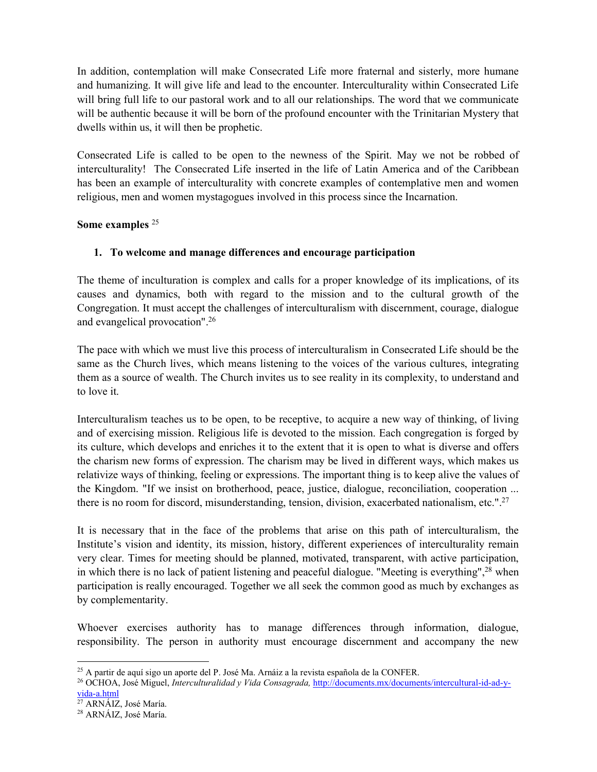In addition, contemplation will make Consecrated Life more fraternal and sisterly, more humane and humanizing. It will give life and lead to the encounter. Interculturality within Consecrated Life will bring full life to our pastoral work and to all our relationships. The word that we communicate will be authentic because it will be born of the profound encounter with the Trinitarian Mystery that dwells within us, it will then be prophetic.

Consecrated Life is called to be open to the newness of the Spirit. May we not be robbed of interculturality! The Consecrated Life inserted in the life of Latin America and of the Caribbean has been an example of interculturality with concrete examples of contemplative men and women religious, men and women mystagogues involved in this process since the Incarnation.

**Some examples** [25]

1. **To welcome and manage differences and encourage participation**

The theme of inculturation is complex and calls for a proper knowledge of its implications, of its causes and dynamics, both with regard to the mission and to the cultural growth of the Congregation. It must accept the challenges of interculturalism with discernment, courage, dialogue and evangelical provocation".[26]

The pace with which we must live this process of interculturalism in Consecrated Life should be the same as the Church lives, which means listening to the voices of the various cultures, integrating them as a source of wealth. The Church invites us to see reality in its complexity, to understand and to love it.

Interculturalism teaches us to be open, to be receptive, to acquire a new way of thinking, of living and of exercising mission. Religious life is devoted to the mission. Each congregation is forged by its culture, which develops and enriches it to the extent that it is open to what is diverse and offers the charism new forms of expression. The charism may be lived in different ways, which makes us relativize ways of thinking, feeling or expressions. The important thing is to keep alive the values of the Kingdom. "If we insist on brotherhood, peace, justice, dialogue, reconciliation, cooperation ... there is no room for discord, misunderstanding, tension, division, exacerbated nationalism, etc.".[27]

It is necessary that in the face of the problems that arise on this path of interculturalism, the Institute's vision and identity, its mission, history, different experiences of interculturality remain very clear. Times for meeting should be planned, motivated, transparent, with active participation, in which there is no lack of patient listening and peaceful dialogue. "Meeting is everything",[28] when participation is really encouraged. Together we all seek the common good as much by exchanges as by complementarity.

Whoever exercises authority has to manage differences through information, dialogue, responsibility. The person in authority must encourage discernment and accompany the new

---

[25] A partir de aquí sigo un aporte del P. José Ma. Arnáiz a la revista española de la CONFER.

[26] OCHOA, José Miguel, *Interculturalidad y Vida Consagrada,* http://documents.mx/documents/intercultural-id-ad-y-vida-a.html

[27] ARNÁIZ, José María.

[28] ARNÁIZ, José María.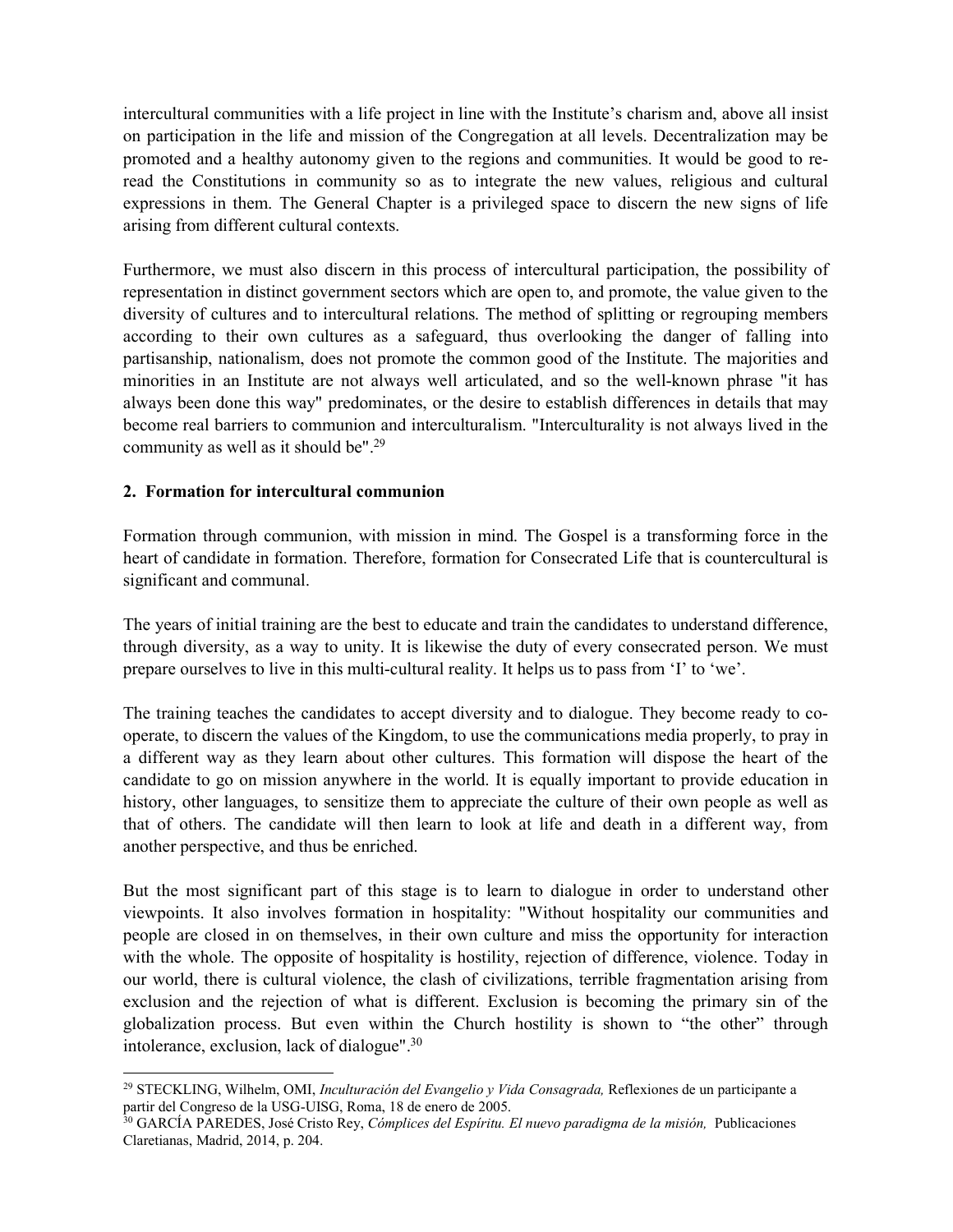intercultural communities with a life project in line with the Institute's charism and, above all insist on participation in the life and mission of the Congregation at all levels. Decentralization may be promoted and a healthy autonomy given to the regions and communities. It would be good to re-read the Constitutions in community so as to integrate the new values, religious and cultural expressions in them. The General Chapter is a privileged space to discern the new signs of life arising from different cultural contexts.

Furthermore, we must also discern in this process of intercultural participation, the possibility of representation in distinct government sectors which are open to, and promote, the value given to the diversity of cultures and to intercultural relations. The method of splitting or regrouping members according to their own cultures as a safeguard, thus overlooking the danger of falling into partisanship, nationalism, does not promote the common good of the Institute. The majorities and minorities in an Institute are not always well articulated, and so the well-known phrase "it has always been done this way" predominates, or the desire to establish differences in details that may become real barriers to communion and interculturalism. "Interculturality is not always lived in the community as well as it should be".[29]

## 2. Formation for intercultural communion

Formation through communion, with mission in mind. The Gospel is a transforming force in the heart of candidate in formation. Therefore, formation for Consecrated Life that is countercultural is significant and communal.

The years of initial training are the best to educate and train the candidates to understand difference, through diversity, as a way to unity. It is likewise the duty of every consecrated person. We must prepare ourselves to live in this multi-cultural reality. It helps us to pass from 'I' to 'we'.

The training teaches the candidates to accept diversity and to dialogue. They become ready to co-operate, to discern the values of the Kingdom, to use the communications media properly, to pray in a different way as they learn about other cultures. This formation will dispose the heart of the candidate to go on mission anywhere in the world. It is equally important to provide education in history, other languages, to sensitize them to appreciate the culture of their own people as well as that of others. The candidate will then learn to look at life and death in a different way, from another perspective, and thus be enriched.

But the most significant part of this stage is to learn to dialogue in order to understand other viewpoints. It also involves formation in hospitality: "Without hospitality our communities and people are closed in on themselves, in their own culture and miss the opportunity for interaction with the whole. The opposite of hospitality is hostility, rejection of difference, violence. Today in our world, there is cultural violence, the clash of civilizations, terrible fragmentation arising from exclusion and the rejection of what is different. Exclusion is becoming the primary sin of the globalization process. But even within the Church hostility is shown to "the other" through intolerance, exclusion, lack of dialogue".[30]

---

[29] STECKLING, Wilhelm, OMI, *Inculturación del Evangelio y Vida Consagrada,* Reflexiones de un participante a partir del Congreso de la USG-UISG, Roma, 18 de enero de 2005.

[30] GARCÍA PAREDES, José Cristo Rey, *Cómplices del Espíritu. El nuevo paradigma de la misión,* Publicaciones Claretianas, Madrid, 2014, p. 204.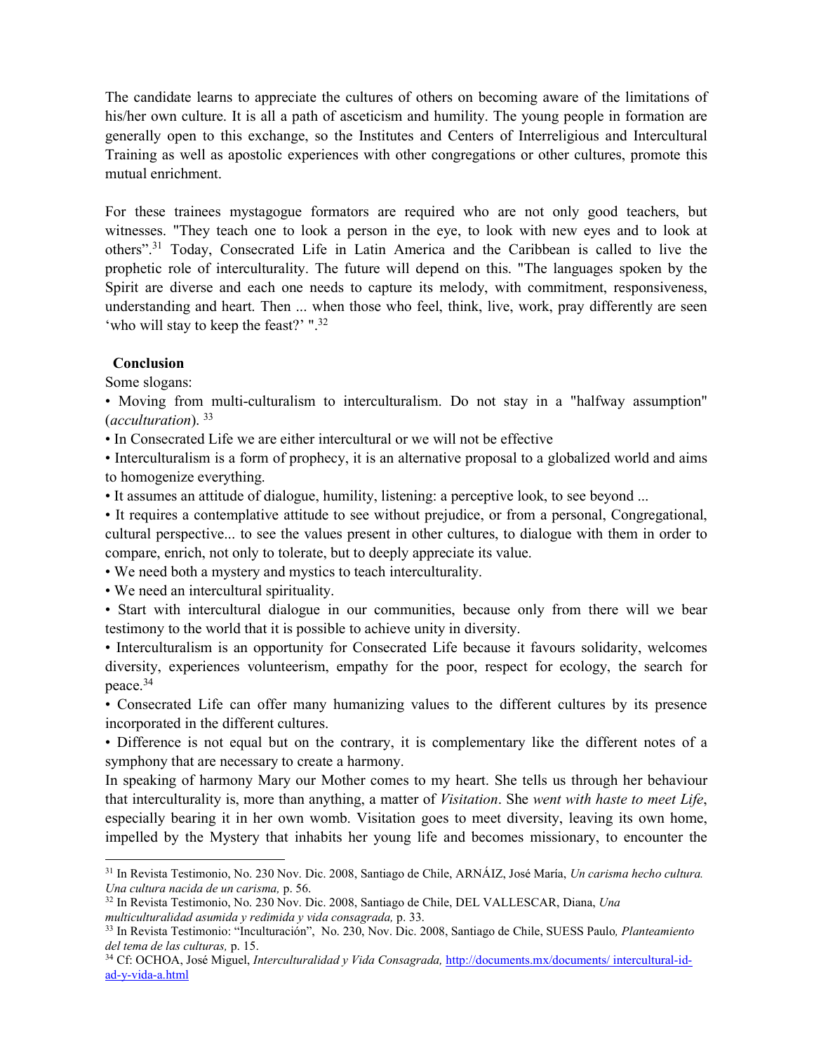The candidate learns to appreciate the cultures of others on becoming aware of the limitations of his/her own culture. It is all a path of asceticism and humility. The young people in formation are generally open to this exchange, so the Institutes and Centers of Interreligious and Intercultural Training as well as apostolic experiences with other congregations or other cultures, promote this mutual enrichment.

For these trainees mystagogue formators are required who are not only good teachers, but witnesses. "They teach one to look a person in the eye, to look with new eyes and to look at others”.[31] Today, Consecrated Life in Latin America and the Caribbean is called to live the prophetic role of interculturality. The future will depend on this. "The languages spoken by the Spirit are diverse and each one needs to capture its melody, with commitment, responsiveness, understanding and heart. Then ... when those who feel, think, live, work, pray differently are seen ‘who will stay to keep the feast?’ ".[32]

**Conclusion**

Some slogans:

- Moving from multi-culturalism to interculturalism. Do not stay in a "halfway assumption" (*acculturation*). [33]
- In Consecrated Life we are either intercultural or we will not be effective
- Interculturalism is a form of prophecy, it is an alternative proposal to a globalized world and aims to homogenize everything.
- It assumes an attitude of dialogue, humility, listening: a perceptive look, to see beyond ...
- It requires a contemplative attitude to see without prejudice, or from a personal, Congregational, cultural perspective... to see the values present in other cultures, to dialogue with them in order to compare, enrich, not only to tolerate, but to deeply appreciate its value.
- We need both a mystery and mystics to teach interculturality.
- We need an intercultural spirituality.
- Start with intercultural dialogue in our communities, because only from there will we bear testimony to the world that it is possible to achieve unity in diversity.
- Interculturalism is an opportunity for Consecrated Life because it favours solidarity, welcomes diversity, experiences volunteerism, empathy for the poor, respect for ecology, the search for peace.[34]
- Consecrated Life can offer many humanizing values to the different cultures by its presence incorporated in the different cultures.
- Difference is not equal but on the contrary, it is complementary like the different notes of a symphony that are necessary to create a harmony.

In speaking of harmony Mary our Mother comes to my heart. She tells us through her behaviour that interculturality is, more than anything, a matter of *Visitation*. She *went with haste to meet Life*, especially bearing it in her own womb. Visitation goes to meet diversity, leaving its own home, impelled by the Mystery that inhabits her young life and becomes missionary, to encounter the

---

[31] In Revista Testimonio, No. 230 Nov. Dic. 2008, Santiago de Chile, ARNÁIZ, José María, *Un carisma hecho cultura. Una cultura nacida de un carisma,* p. 56.

[32] In Revista Testimonio, No. 230 Nov. Dic. 2008, Santiago de Chile, DEL VALLESCAR, Diana, *Una multiculturalidad asumida y redimida y vida consagrada,* p. 33.

[33] In Revista Testimonio: “Inculturación”, No. 230, Nov. Dic. 2008, Santiago de Chile, SUESS Paulo*, Planteamiento del tema de las culturas,* p. 15.

[34] Cf: OCHOA, José Miguel, *Interculturalidad y Vida Consagrada,* http://documents.mx/documents/ intercultural-id-ad-y-vida-a.html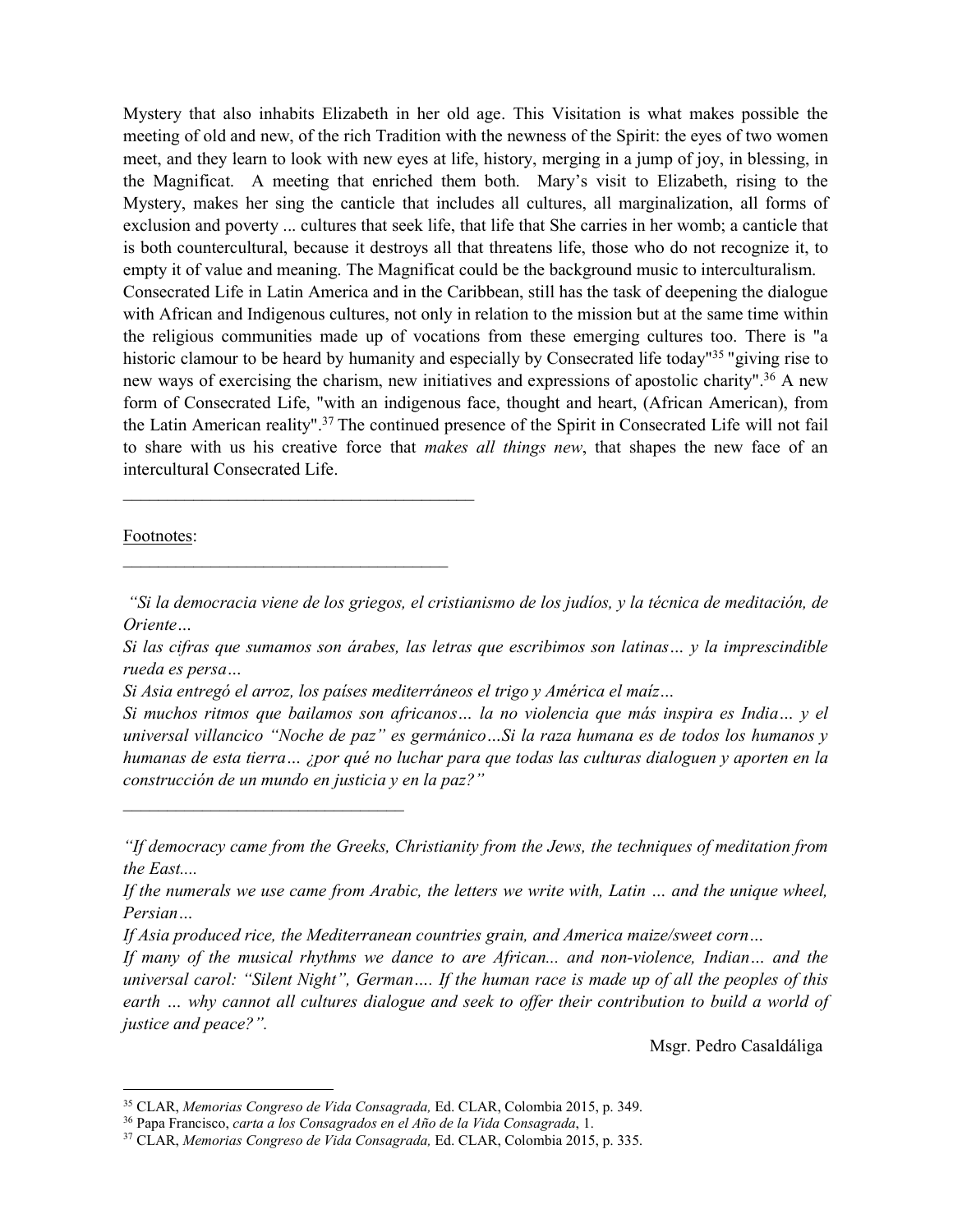Mystery that also inhabits Elizabeth in her old age. This Visitation is what makes possible the meeting of old and new, of the rich Tradition with the newness of the Spirit: the eyes of two women meet, and they learn to look with new eyes at life, history, merging in a jump of joy, in blessing, in the Magnificat. A meeting that enriched them both. Mary's visit to Elizabeth, rising to the Mystery, makes her sing the canticle that includes all cultures, all marginalization, all forms of exclusion and poverty ... cultures that seek life, that life that She carries in her womb; a canticle that is both countercultural, because it destroys all that threatens life, those who do not recognize it, to empty it of value and meaning. The Magnificat could be the background music to interculturalism.

Consecrated Life in Latin America and in the Caribbean, still has the task of deepening the dialogue with African and Indigenous cultures, not only in relation to the mission but at the same time within the religious communities made up of vocations from these emerging cultures too. There is "a historic clamour to be heard by humanity and especially by Consecrated life today"[35] "giving rise to new ways of exercising the charism, new initiatives and expressions of apostolic charity".[36] A new form of Consecrated Life, "with an indigenous face, thought and heart, (African American), from the Latin American reality".[37] The continued presence of the Spirit in Consecrated Life will not fail to share with us his creative force that *makes all things new*, that shapes the new face of an intercultural Consecrated Life.

---

Footnotes:

---

*"Si la democracia viene de los griegos, el cristianismo de los judíos, y la técnica de meditación, de Oriente…*

*Si las cifras que sumamos son árabes, las letras que escribimos son latinas… y la imprescindible rueda es persa…*

*Si Asia entregó el arroz, los países mediterráneos el trigo y América el maíz…*

*Si muchos ritmos que bailamos son africanos… la no violencia que más inspira es India… y el universal villancico "Noche de paz" es germánico…Si la raza humana es de todos los humanos y humanas de esta tierra… ¿por qué no luchar para que todas las culturas dialoguen y aporten en la construcción de un mundo en justicia y en la paz?"*

---

*"If democracy came from the Greeks, Christianity from the Jews, the techniques of meditation from the East....*

*If the numerals we use came from Arabic, the letters we write with, Latin … and the unique wheel, Persian…*

*If Asia produced rice, the Mediterranean countries grain, and America maize/sweet corn…*

*If many of the musical rhythms we dance to are African... and non-violence, Indian… and the universal carol: "Silent Night", German…. If the human race is made up of all the peoples of this earth … why cannot all cultures dialogue and seek to offer their contribution to build a world of justice and peace?".*

Msgr. Pedro Casaldáliga

---

[35] CLAR, *Memorias Congreso de Vida Consagrada,* Ed. CLAR, Colombia 2015, p. 349.

[36] Papa Francisco, *carta a los Consagrados en el Año de la Vida Consagrada*, 1.

[37] CLAR, *Memorias Congreso de Vida Consagrada,* Ed. CLAR, Colombia 2015, p. 335.